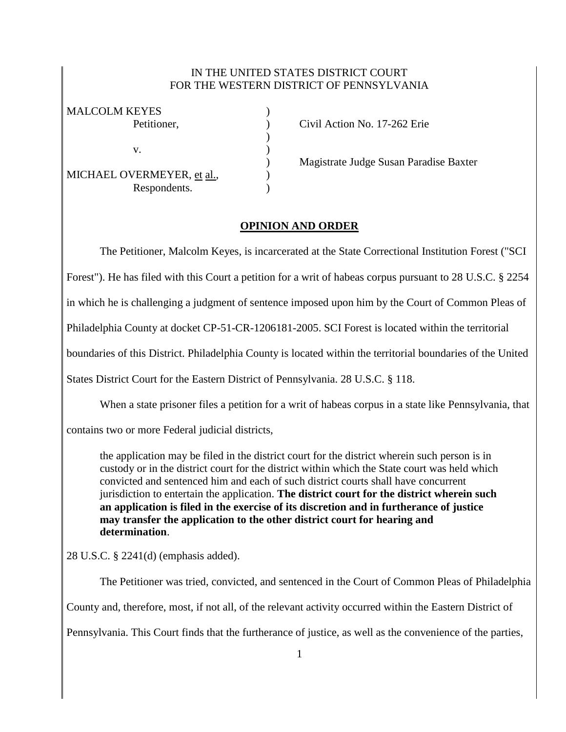IN THE UNITED STATES DISTRICT COURT
FOR THE WESTERN DISTRICT OF PENNSYLVANIA

MALCOLM KEYES
Petitioner,

v.

MICHAEL OVERMEYER, et al.,
Respondents.

Civil Action No. 17-262 Erie

Magistrate Judge Susan Paradise Baxter

## OPINION AND ORDER

The Petitioner, Malcolm Keyes, is incarcerated at the State Correctional Institution Forest ("SCI Forest"). He has filed with this Court a petition for a writ of habeas corpus pursuant to 28 U.S.C. § 2254 in which he is challenging a judgment of sentence imposed upon him by the Court of Common Pleas of Philadelphia County at docket CP-51-CR-1206181-2005. SCI Forest is located within the territorial boundaries of this District. Philadelphia County is located within the territorial boundaries of the United States District Court for the Eastern District of Pennsylvania. 28 U.S.C. § 118.

When a state prisoner files a petition for a writ of habeas corpus in a state like Pennsylvania, that contains two or more Federal judicial districts,

> the application may be filed in the district court for the district wherein such person is in custody or in the district court for the district within which the State court was held which convicted and sentenced him and each of such district courts shall have concurrent jurisdiction to entertain the application. **The district court for the district wherein such an application is filed in the exercise of its discretion and in furtherance of justice may transfer the application to the other district court for hearing and determination**.

28 U.S.C. § 2241(d) (emphasis added).

The Petitioner was tried, convicted, and sentenced in the Court of Common Pleas of Philadelphia County and, therefore, most, if not all, of the relevant activity occurred within the Eastern District of Pennsylvania. This Court finds that the furtherance of justice, as well as the convenience of the parties,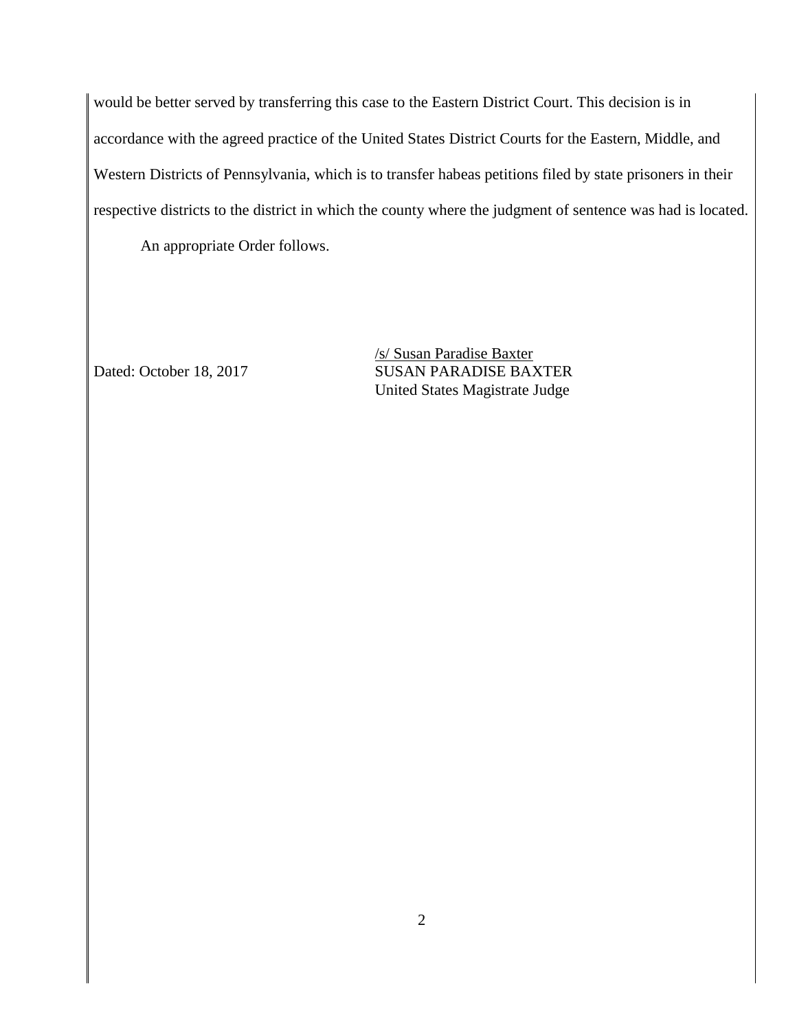would be better served by transferring this case to the Eastern District Court. This decision is in accordance with the agreed practice of the United States District Courts for the Eastern, Middle, and Western Districts of Pennsylvania, which is to transfer habeas petitions filed by state prisoners in their respective districts to the district in which the county where the judgment of sentence was had is located.

An appropriate Order follows.

Dated: October 18, 2017

/s/ Susan Paradise Baxter
SUSAN PARADISE BAXTER
United States Magistrate Judge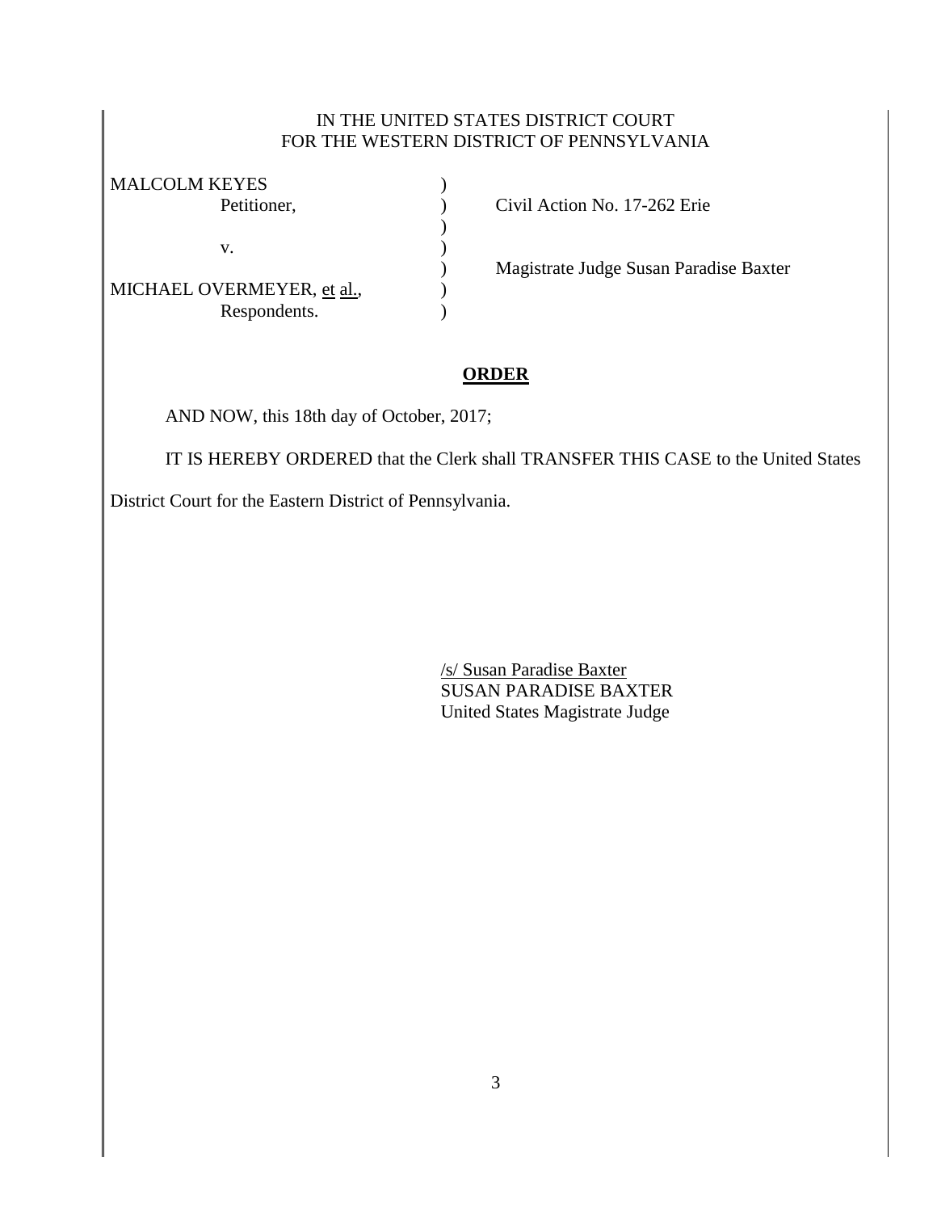IN THE UNITED STATES DISTRICT COURT
FOR THE WESTERN DISTRICT OF PENNSYLVANIA

| | | |
|---|---|---|
| MALCOLM KEYES | ) | |
| Petitioner, | ) | Civil Action No. 17-262 Erie |
| | ) | |
| v. | ) | |
| | ) | Magistrate Judge Susan Paradise Baxter |
| MICHAEL OVERMEYER, et al., | ) | |
| Respondents. | ) | |

**ORDER**

AND NOW, this 18th day of October, 2017;

IT IS HEREBY ORDERED that the Clerk shall TRANSFER THIS CASE to the United States District Court for the Eastern District of Pennsylvania.

/s/ Susan Paradise Baxter
SUSAN PARADISE BAXTER
United States Magistrate Judge